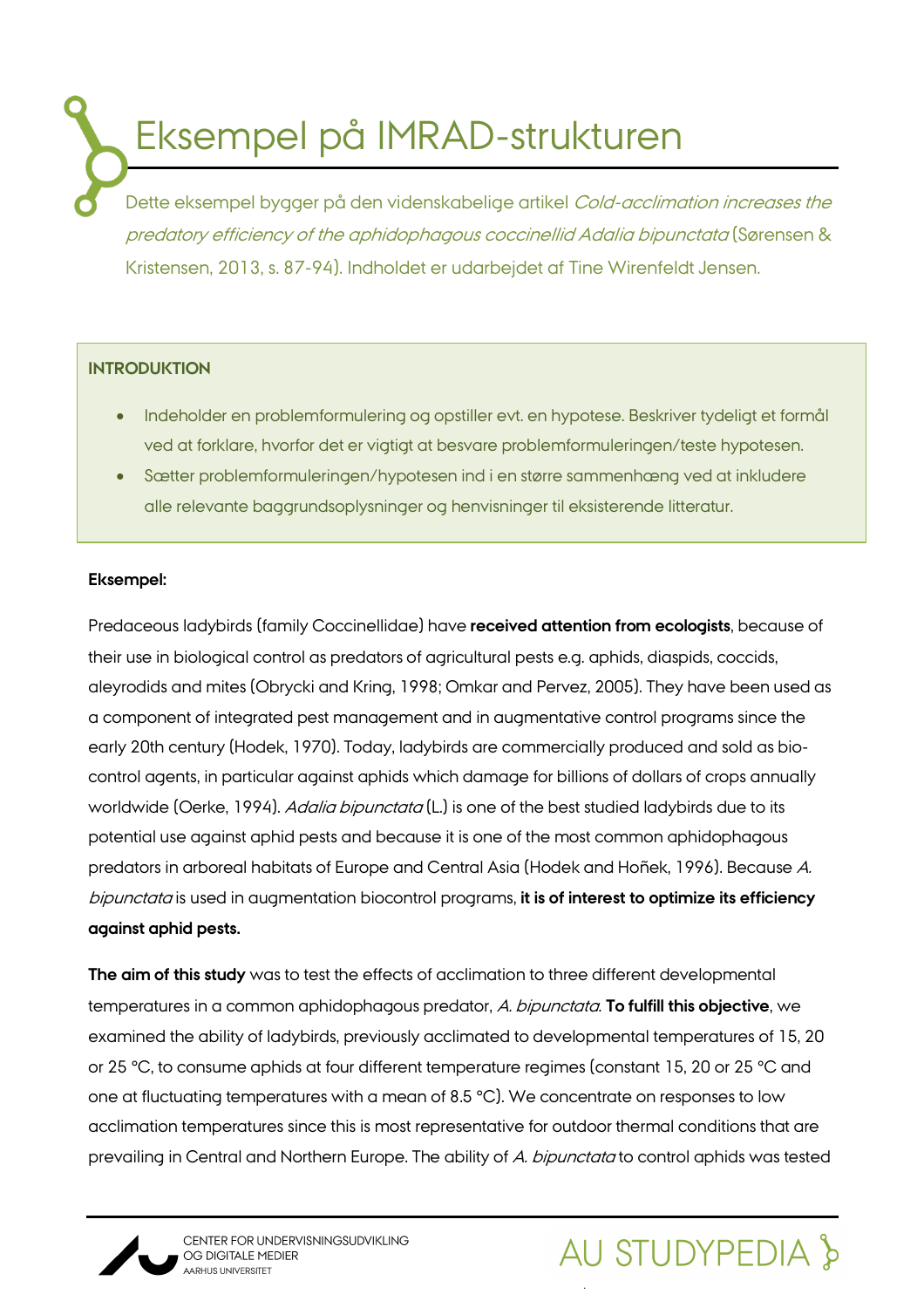# Eksempel på IMRAD-strukturen

Dette eksempel bygger på den videnskabelige artikel *Cold-acclimation increases the predatory efficiency of the aphidophagous coccinellid Adalia bipunctata* (Sørensen & Kristensen, 2013, s. 87-94). Indholdet er udarbejdet af Tine Wirenfeldt Jensen.

## INTRODUKTION

- Indeholder en problemformulering og opstiller evt. en hypotese. Beskriver tydeligt et formål ved at forklare, hvorfor det er vigtigt at besvare problemformuleringen/teste hypotesen.
- Sætter problemformuleringen/hypotesen ind i en større sammenhæng ved at inkludere alle relevante baggrundsoplysninger og henvisninger til eksisterende litteratur.

**Eksempel:**

Predaceous ladybirds (family Coccinellidae) have **received attention from ecologists**, because of their use in biological control as predators of agricultural pests e.g. aphids, diaspids, coccids, aleyrodids and mites (Obrycki and Kring, 1998; Omkar and Pervez, 2005). They have been used as a component of integrated pest management and in augmentative control programs since the early 20th century (Hodek, 1970). Today, ladybirds are commercially produced and sold as bio-control agents, in particular against aphids which damage for billions of dollars of crops annually worldwide (Oerke, 1994). *Adalia bipunctata* (L.) is one of the best studied ladybirds due to its potential use against aphid pests and because it is one of the most common aphidophagous predators in arboreal habitats of Europe and Central Asia (Hodek and Hoňek, 1996). Because *A. bipunctata* is used in augmentation biocontrol programs, **it is of interest to optimize its efficiency against aphid pests.**

**The aim of this study** was to test the effects of acclimation to three different developmental temperatures in a common aphidophagous predator, *A. bipunctata*. **To fulfill this objective**, we examined the ability of ladybirds, previously acclimated to developmental temperatures of 15, 20 or 25 °C, to consume aphids at four different temperature regimes (constant 15, 20 or 25 °C and one at fluctuating temperatures with a mean of 8.5 °C). We concentrate on responses to low acclimation temperatures since this is most representative for outdoor thermal conditions that are prevailing in Central and Northern Europe. The ability of *A. bipunctata* to control aphids was tested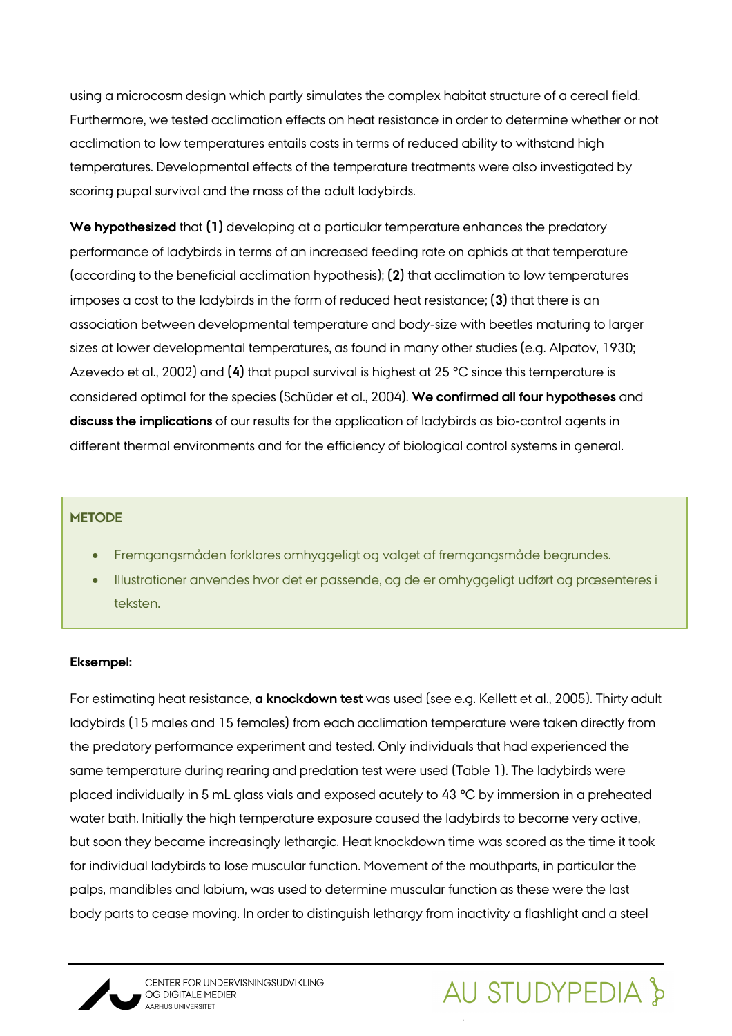using a microcosm design which partly simulates the complex habitat structure of a cereal field. Furthermore, we tested acclimation effects on heat resistance in order to determine whether or not acclimation to low temperatures entails costs in terms of reduced ability to withstand high temperatures. Developmental effects of the temperature treatments were also investigated by scoring pupal survival and the mass of the adult ladybirds.

**We hypothesized** that **(1)** developing at a particular temperature enhances the predatory performance of ladybirds in terms of an increased feeding rate on aphids at that temperature (according to the beneficial acclimation hypothesis); **(2)** that acclimation to low temperatures imposes a cost to the ladybirds in the form of reduced heat resistance; **(3)** that there is an association between developmental temperature and body-size with beetles maturing to larger sizes at lower developmental temperatures, as found in many other studies (e.g. Alpatov, 1930; Azevedo et al., 2002) and **(4)** that pupal survival is highest at 25 °C since this temperature is considered optimal for the species (Schüder et al., 2004). **We confirmed all four hypotheses** and **discuss the implications** of our results for the application of ladybirds as bio-control agents in different thermal environments and for the efficiency of biological control systems in general.

**METODE**

- Fremgangsmåden forklares omhyggeligt og valget af fremgangsmåde begrundes.
- Illustrationer anvendes hvor det er passende, og de er omhyggeligt udført og præsenteres i teksten.

**Eksempel:**

For estimating heat resistance, **a knockdown test** was used (see e.g. Kellett et al., 2005). Thirty adult ladybirds (15 males and 15 females) from each acclimation temperature were taken directly from the predatory performance experiment and tested. Only individuals that had experienced the same temperature during rearing and predation test were used (Table 1). The ladybirds were placed individually in 5 mL glass vials and exposed acutely to 43 °C by immersion in a preheated water bath. Initially the high temperature exposure caused the ladybirds to become very active, but soon they became increasingly lethargic. Heat knockdown time was scored as the time it took for individual ladybirds to lose muscular function. Movement of the mouthparts, in particular the palps, mandibles and labium, was used to determine muscular function as these were the last body parts to cease moving. In order to distinguish lethargy from inactivity a flashlight and a steel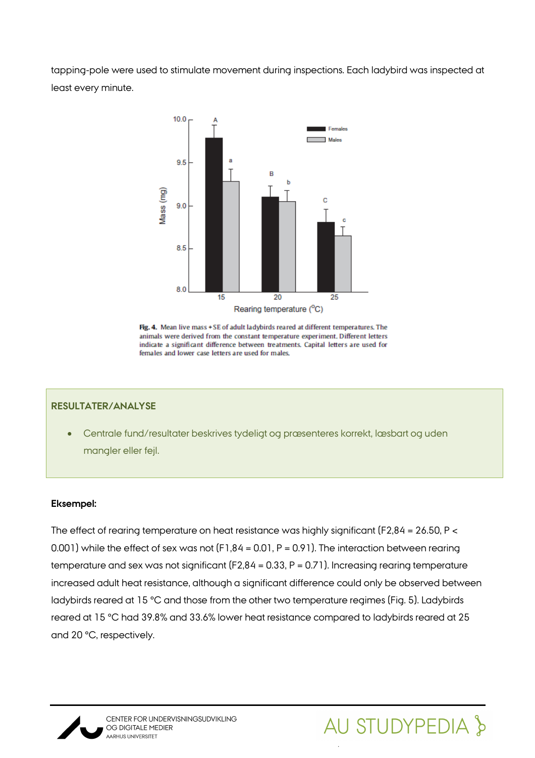tapping-pole were used to stimulate movement during inspections. Each ladybird was inspected at least every minute.

**Fig. 4.** Mean live mass + SE of adult ladybirds reared at different temperatures. The animals were derived from the constant temperature experiment. Different letters indicate a significant difference between treatments. Capital letters are used for females and lower case letters are used for males.

**RESULTATER/ANALYSE**

- Centrale fund/resultater beskrives tydeligt og præsenteres korrekt, læsbart og uden mangler eller fejl.

**Eksempel:**

The effect of rearing temperature on heat resistance was highly significant ($F_{2,84} = 26.50$, $P < 0.001$) while the effect of sex was not ($F_{1,84} = 0.01$, $P = 0.91$). The interaction between rearing temperature and sex was not significant ($F_{2,84} = 0.33$, $P = 0.71$). Increasing rearing temperature increased adult heat resistance, although a significant difference could only be observed between ladybirds reared at 15 °C and those from the other two temperature regimes (Fig. 5). Ladybirds reared at 15 °C had 39.8% and 33.6% lower heat resistance compared to ladybirds reared at 25 and 20 °C, respectively.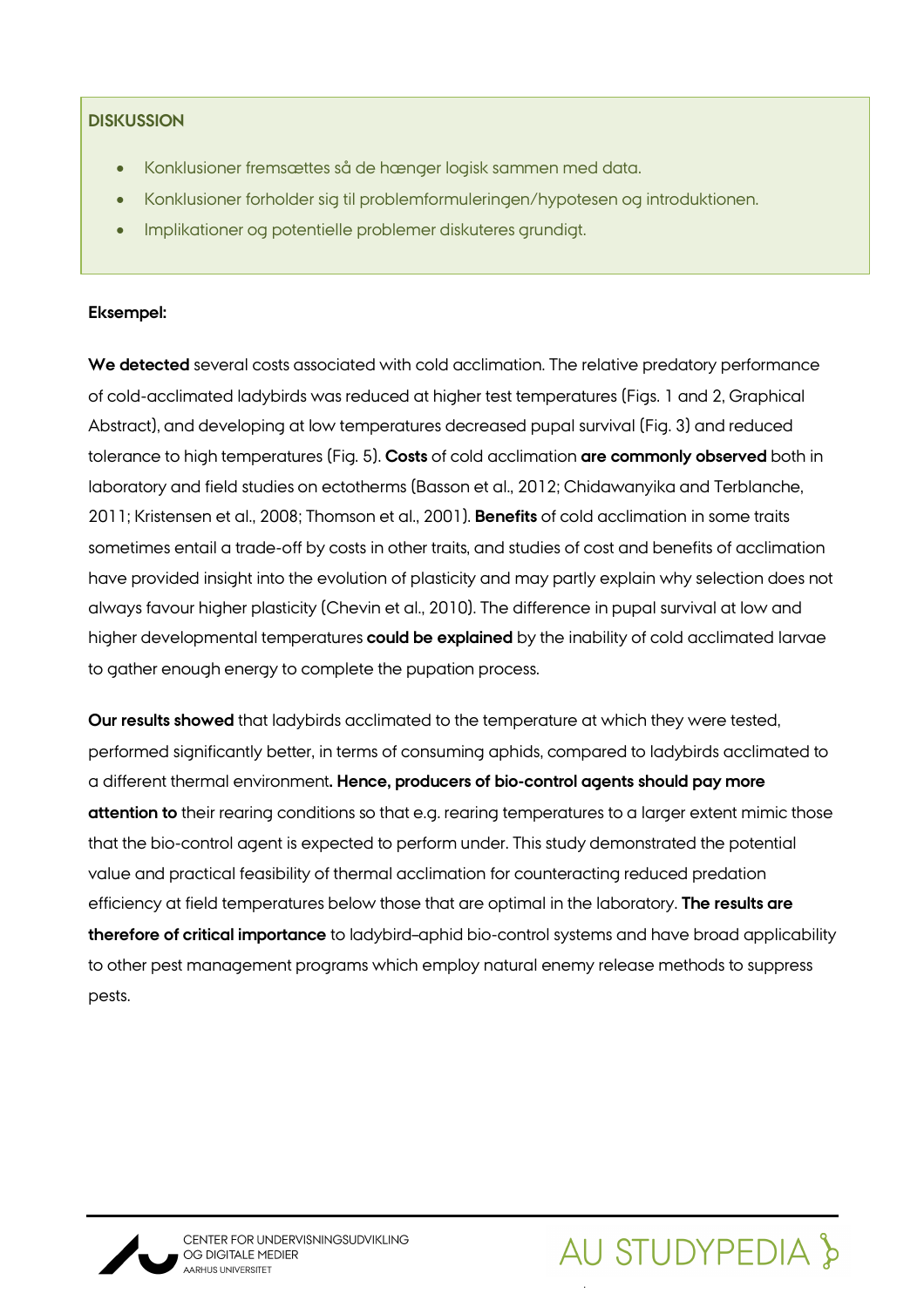## DISKUSSION

- Konklusioner fremsættes så de hænger logisk sammen med data.
- Konklusioner forholder sig til problemformuleringen/hypotesen og introduktionen.
- Implikationer og potentielle problemer diskuteres grundigt.

**Eksempel:**

**We detected** several costs associated with cold acclimation. The relative predatory performance of cold-acclimated ladybirds was reduced at higher test temperatures (Figs. 1 and 2, Graphical Abstract), and developing at low temperatures decreased pupal survival (Fig. 3) and reduced tolerance to high temperatures (Fig. 5). **Costs** of cold acclimation **are commonly observed** both in laboratory and field studies on ectotherms (Basson et al., 2012; Chidawanyika and Terblanche, 2011; Kristensen et al., 2008; Thomson et al., 2001). **Benefits** of cold acclimation in some traits sometimes entail a trade-off by costs in other traits, and studies of cost and benefits of acclimation have provided insight into the evolution of plasticity and may partly explain why selection does not always favour higher plasticity (Chevin et al., 2010). The difference in pupal survival at low and higher developmental temperatures **could be explained** by the inability of cold acclimated larvae to gather enough energy to complete the pupation process.

**Our results showed** that ladybirds acclimated to the temperature at which they were tested, performed significantly better, in terms of consuming aphids, compared to ladybirds acclimated to a different thermal environment**. Hence, producers of bio-control agents should pay more attention to** their rearing conditions so that e.g. rearing temperatures to a larger extent mimic those that the bio-control agent is expected to perform under. This study demonstrated the potential value and practical feasibility of thermal acclimation for counteracting reduced predation efficiency at field temperatures below those that are optimal in the laboratory. **The results are therefore of critical importance** to ladybird–aphid bio-control systems and have broad applicability to other pest management programs which employ natural enemy release methods to suppress pests.